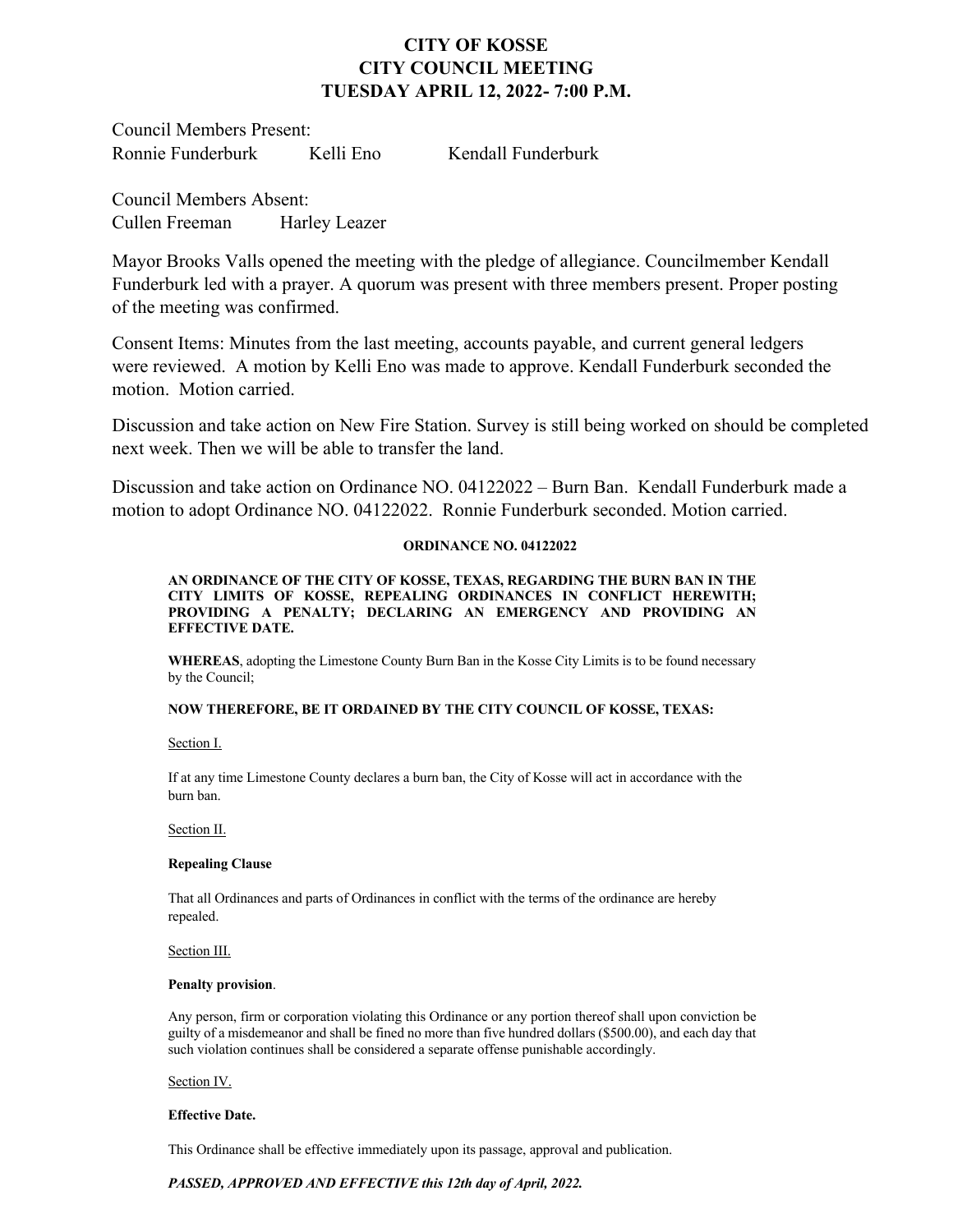# CITY OF KOSSE
# CITY COUNCIL MEETING
# TUESDAY APRIL 12, 2022- 7:00 P.M.

Council Members Present:
Ronnie Funderburk Kelli Eno Kendall Funderburk

Council Members Absent:
Cullen Freeman Harley Leazer

Mayor Brooks Valls opened the meeting with the pledge of allegiance. Councilmember Kendall Funderburk led with a prayer. A quorum was present with three members present. Proper posting of the meeting was confirmed.

Consent Items: Minutes from the last meeting, accounts payable, and current general ledgers were reviewed. A motion by Kelli Eno was made to approve. Kendall Funderburk seconded the motion. Motion carried.

Discussion and take action on New Fire Station. Survey is still being worked on should be completed next week. Then we will be able to transfer the land.

Discussion and take action on Ordinance NO. 04122022 – Burn Ban. Kendall Funderburk made a motion to adopt Ordinance NO. 04122022. Ronnie Funderburk seconded. Motion carried.

**ORDINANCE NO. 04122022**

**AN ORDINANCE OF THE CITY OF KOSSE, TEXAS, REGARDING THE BURN BAN IN THE CITY LIMITS OF KOSSE, REPEALING ORDINANCES IN CONFLICT HEREWITH; PROVIDING A PENALTY; DECLARING AN EMERGENCY AND PROVIDING AN EFFECTIVE DATE.**

**WHEREAS**, adopting the Limestone County Burn Ban in the Kosse City Limits is to be found necessary by the Council;

**NOW THEREFORE, BE IT ORDAINED BY THE CITY COUNCIL OF KOSSE, TEXAS:**

Section I.

If at any time Limestone County declares a burn ban, the City of Kosse will act in accordance with the burn ban.

Section II.

**Repealing Clause**

That all Ordinances and parts of Ordinances in conflict with the terms of the ordinance are hereby repealed.

Section III.

**Penalty provision**.

Any person, firm or corporation violating this Ordinance or any portion thereof shall upon conviction be guilty of a misdemeanor and shall be fined no more than five hundred dollars ($500.00), and each day that such violation continues shall be considered a separate offense punishable accordingly.

Section IV.

**Effective Date.**

This Ordinance shall be effective immediately upon its passage, approval and publication.

***PASSED, APPROVED AND EFFECTIVE this 12th day of April, 2022.***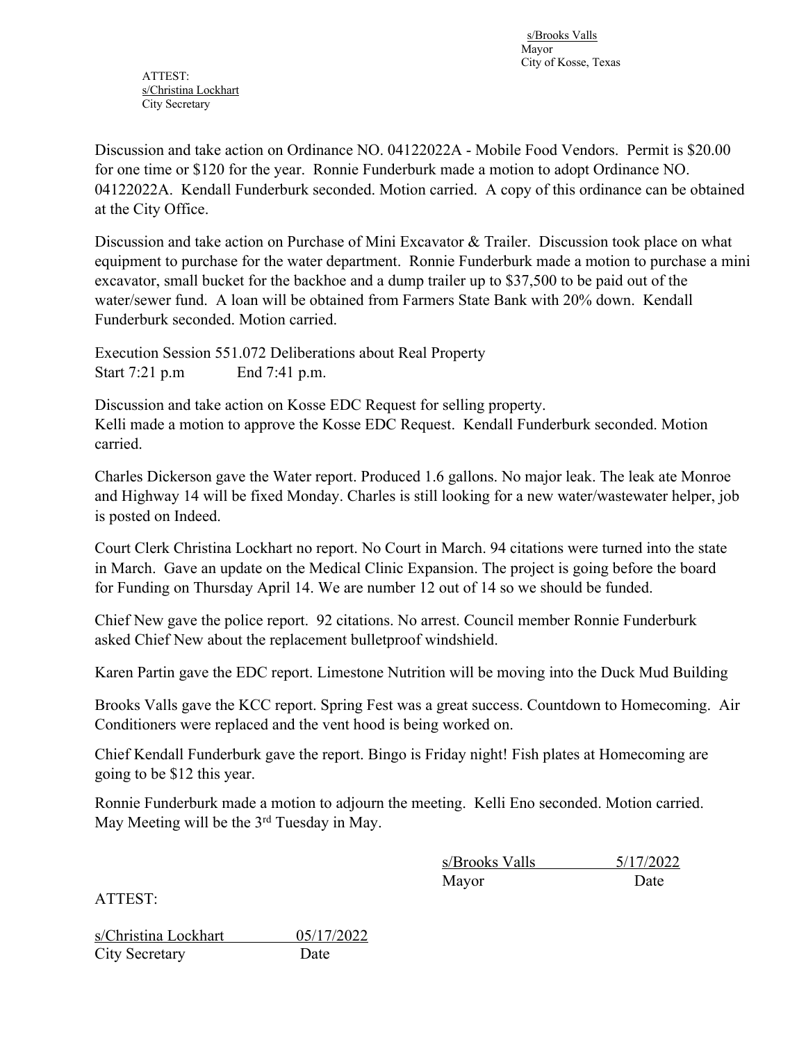s/Brooks Valls
Mayor
City of Kosse, Texas

ATTEST:
s/Christina Lockhart
City Secretary

Discussion and take action on Ordinance NO. 04122022A - Mobile Food Vendors. Permit is $20.00 for one time or $120 for the year. Ronnie Funderburk made a motion to adopt Ordinance NO. 04122022A. Kendall Funderburk seconded. Motion carried. A copy of this ordinance can be obtained at the City Office.

Discussion and take action on Purchase of Mini Excavator & Trailer. Discussion took place on what equipment to purchase for the water department. Ronnie Funderburk made a motion to purchase a mini excavator, small bucket for the backhoe and a dump trailer up to $37,500 to be paid out of the water/sewer fund. A loan will be obtained from Farmers State Bank with 20% down. Kendall Funderburk seconded. Motion carried.

Execution Session 551.072 Deliberations about Real Property
Start 7:21 p.m End 7:41 p.m.

Discussion and take action on Kosse EDC Request for selling property.
Kelli made a motion to approve the Kosse EDC Request. Kendall Funderburk seconded. Motion carried.

Charles Dickerson gave the Water report. Produced 1.6 gallons. No major leak. The leak ate Monroe and Highway 14 will be fixed Monday. Charles is still looking for a new water/wastewater helper, job is posted on Indeed.

Court Clerk Christina Lockhart no report. No Court in March. 94 citations were turned into the state in March. Gave an update on the Medical Clinic Expansion. The project is going before the board for Funding on Thursday April 14. We are number 12 out of 14 so we should be funded.

Chief New gave the police report. 92 citations. No arrest. Council member Ronnie Funderburk asked Chief New about the replacement bulletproof windshield.

Karen Partin gave the EDC report. Limestone Nutrition will be moving into the Duck Mud Building

Brooks Valls gave the KCC report. Spring Fest was a great success. Countdown to Homecoming. Air Conditioners were replaced and the vent hood is being worked on.

Chief Kendall Funderburk gave the report. Bingo is Friday night! Fish plates at Homecoming are going to be $12 this year.

Ronnie Funderburk made a motion to adjourn the meeting. Kelli Eno seconded. Motion carried. May Meeting will be the 3rd Tuesday in May.

s/Brooks Valls 5/17/2022
Mayor Date

ATTEST:

s/Christina Lockhart 05/17/2022
City Secretary Date